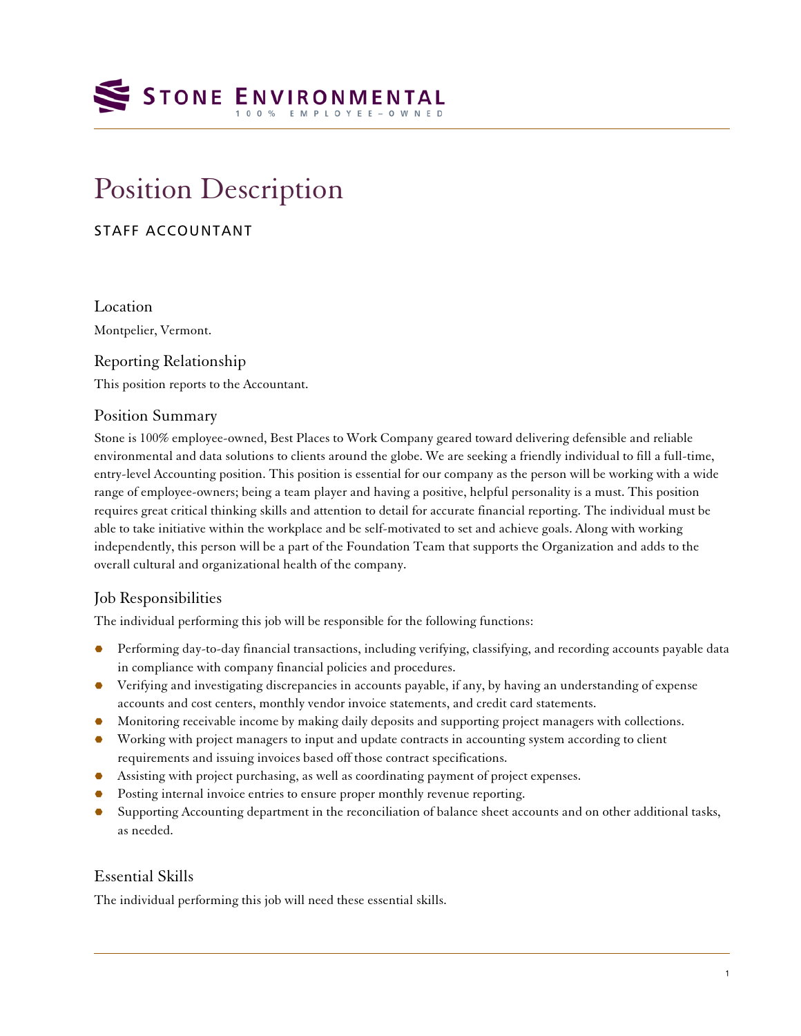STONE ENVIRONMENTAL
100% EMPLOYEE–OWNED

# Position Description

STAFF ACCOUNTANT

## Location

Montpelier, Vermont.

## Reporting Relationship

This position reports to the Accountant.

## Position Summary

Stone is 100% employee-owned, Best Places to Work Company geared toward delivering defensible and reliable environmental and data solutions to clients around the globe. We are seeking a friendly individual to fill a full-time, entry-level Accounting position. This position is essential for our company as the person will be working with a wide range of employee-owners; being a team player and having a positive, helpful personality is a must. This position requires great critical thinking skills and attention to detail for accurate financial reporting. The individual must be able to take initiative within the workplace and be self-motivated to set and achieve goals. Along with working independently, this person will be a part of the Foundation Team that supports the Organization and adds to the overall cultural and organizational health of the company.

## Job Responsibilities

The individual performing this job will be responsible for the following functions:

- Performing day-to-day financial transactions, including verifying, classifying, and recording accounts payable data in compliance with company financial policies and procedures.
- Verifying and investigating discrepancies in accounts payable, if any, by having an understanding of expense accounts and cost centers, monthly vendor invoice statements, and credit card statements.
- Monitoring receivable income by making daily deposits and supporting project managers with collections.
- Working with project managers to input and update contracts in accounting system according to client requirements and issuing invoices based off those contract specifications.
- Assisting with project purchasing, as well as coordinating payment of project expenses.
- Posting internal invoice entries to ensure proper monthly revenue reporting.
- Supporting Accounting department in the reconciliation of balance sheet accounts and on other additional tasks, as needed.

## Essential Skills

The individual performing this job will need these essential skills.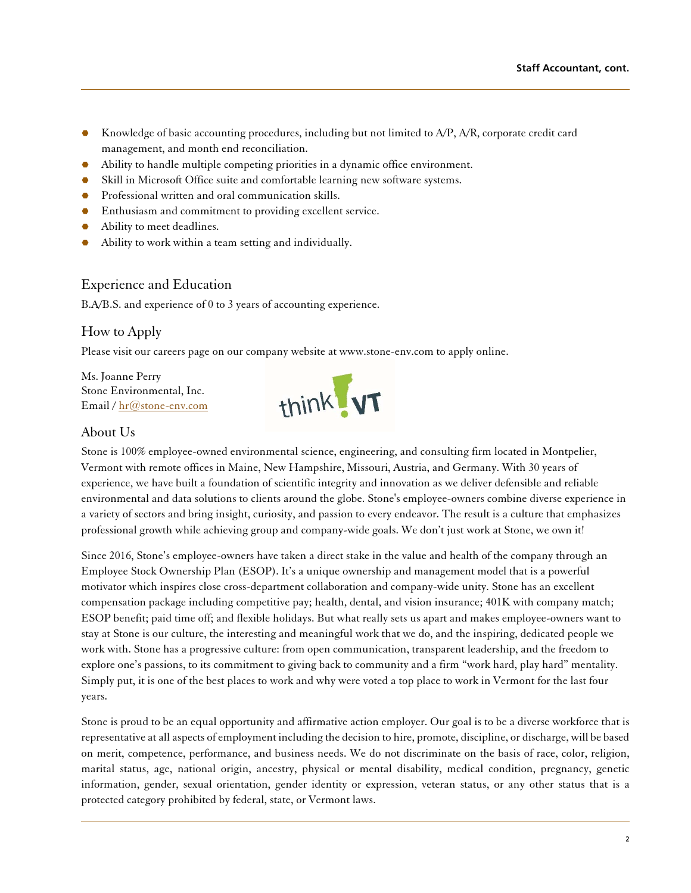- Knowledge of basic accounting procedures, including but not limited to A/P, A/R, corporate credit card management, and month end reconciliation.
- Ability to handle multiple competing priorities in a dynamic office environment.
- Skill in Microsoft Office suite and comfortable learning new software systems.
- Professional written and oral communication skills.
- Enthusiasm and commitment to providing excellent service.
- Ability to meet deadlines.
- Ability to work within a team setting and individually.

## Experience and Education

B.A/B.S. and experience of 0 to 3 years of accounting experience.

## How to Apply

Please visit our careers page on our company website at www.stone-env.com to apply online.

Ms. Joanne Perry
Stone Environmental, Inc.
Email / hr@stone-env.com

## About Us

Stone is 100% employee-owned environmental science, engineering, and consulting firm located in Montpelier, Vermont with remote offices in Maine, New Hampshire, Missouri, Austria, and Germany. With 30 years of experience, we have built a foundation of scientific integrity and innovation as we deliver defensible and reliable environmental and data solutions to clients around the globe. Stone's employee-owners combine diverse experience in a variety of sectors and bring insight, curiosity, and passion to every endeavor. The result is a culture that emphasizes professional growth while achieving group and company-wide goals. We don't just work at Stone, we own it!

Since 2016, Stone's employee-owners have taken a direct stake in the value and health of the company through an Employee Stock Ownership Plan (ESOP). It's a unique ownership and management model that is a powerful motivator which inspires close cross-department collaboration and company-wide unity. Stone has an excellent compensation package including competitive pay; health, dental, and vision insurance; 401K with company match; ESOP benefit; paid time off; and flexible holidays. But what really sets us apart and makes employee-owners want to stay at Stone is our culture, the interesting and meaningful work that we do, and the inspiring, dedicated people we work with. Stone has a progressive culture: from open communication, transparent leadership, and the freedom to explore one's passions, to its commitment to giving back to community and a firm "work hard, play hard" mentality. Simply put, it is one of the best places to work and why were voted a top place to work in Vermont for the last four years.

Stone is proud to be an equal opportunity and affirmative action employer. Our goal is to be a diverse workforce that is representative at all aspects of employment including the decision to hire, promote, discipline, or discharge, will be based on merit, competence, performance, and business needs. We do not discriminate on the basis of race, color, religion, marital status, age, national origin, ancestry, physical or mental disability, medical condition, pregnancy, genetic information, gender, sexual orientation, gender identity or expression, veteran status, or any other status that is a protected category prohibited by federal, state, or Vermont laws.